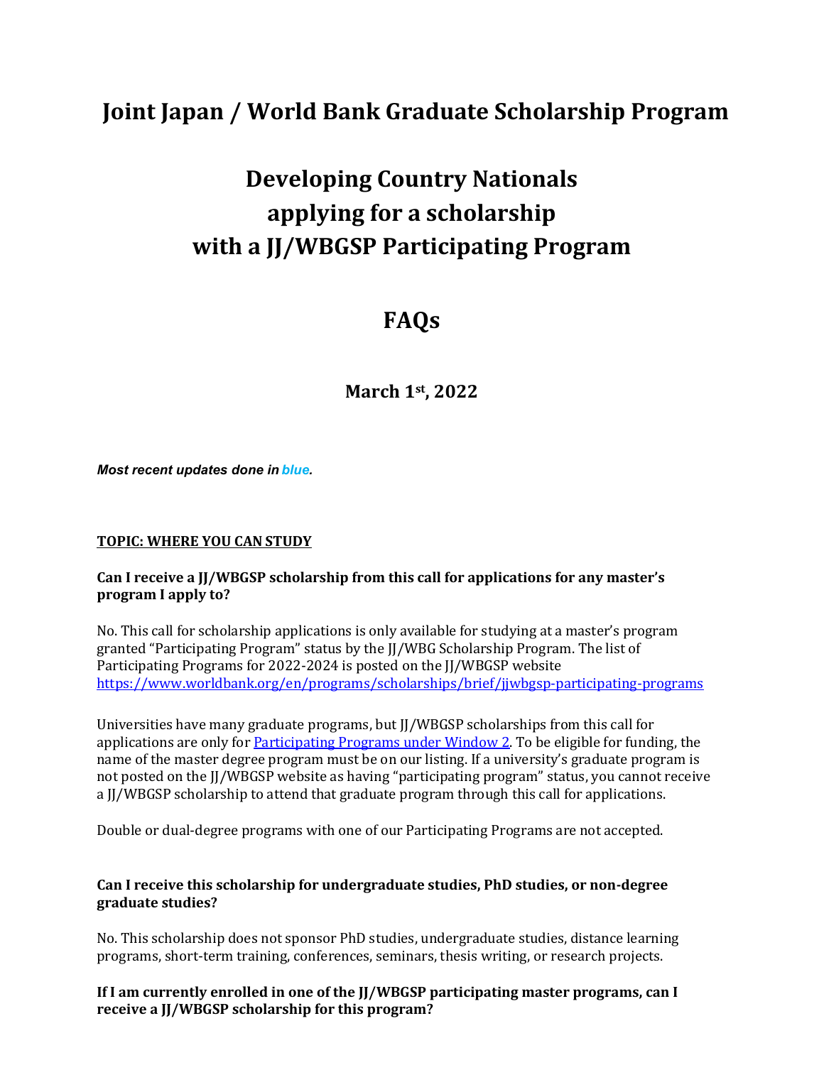# Joint Japan / World Bank Graduate Scholarship Program

# Developing Country Nationals applying for a scholarship with a JJ/WBGSP Participating Program

# FAQs

**March 1st, 2022**

***Most recent updates done in blue.***

**TOPIC: WHERE YOU CAN STUDY**

**Can I receive a JJ/WBGSP scholarship from this call for applications for any master's program I apply to?**

No. This call for scholarship applications is only available for studying at a master's program granted "Participating Program" status by the JJ/WBG Scholarship Program. The list of Participating Programs for 2022-2024 is posted on the JJ/WBGSP website https://www.worldbank.org/en/programs/scholarships/brief/jjwbgsp-participating-programs

Universities have many graduate programs, but JJ/WBGSP scholarships from this call for applications are only for Participating Programs under Window 2. To be eligible for funding, the name of the master degree program must be on our listing. If a university's graduate program is not posted on the JJ/WBGSP website as having "participating program" status, you cannot receive a JJ/WBGSP scholarship to attend that graduate program through this call for applications.

Double or dual-degree programs with one of our Participating Programs are not accepted.

**Can I receive this scholarship for undergraduate studies, PhD studies, or non-degree graduate studies?**

No. This scholarship does not sponsor PhD studies, undergraduate studies, distance learning programs, short-term training, conferences, seminars, thesis writing, or research projects.

**If I am currently enrolled in one of the JJ/WBGSP participating master programs, can I receive a JJ/WBGSP scholarship for this program?**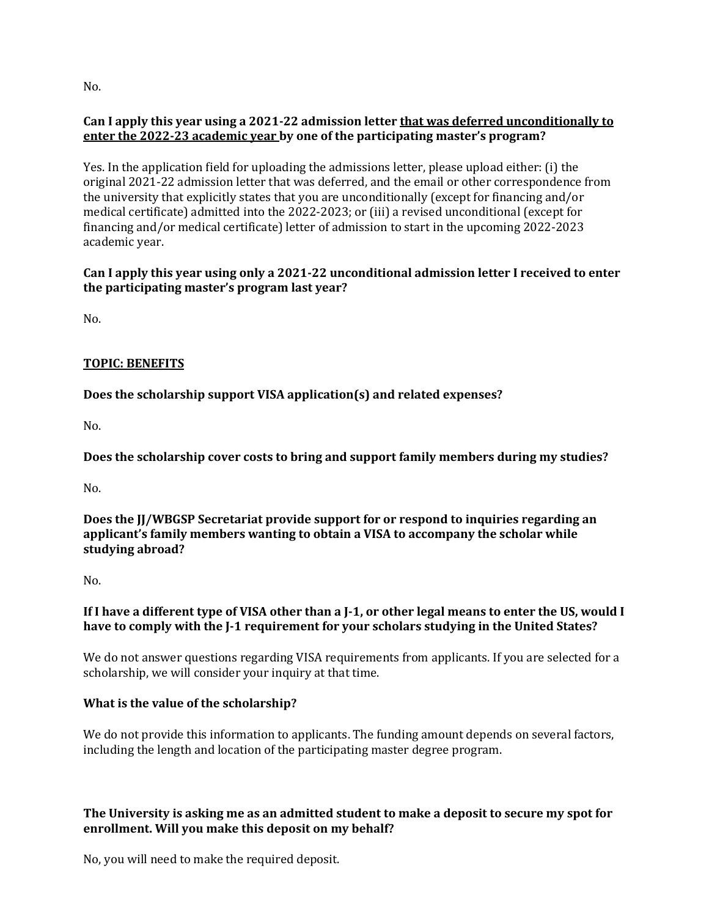No.

**Can I apply this year using a 2021-22 admission letter <u>that was deferred unconditionally to enter the 2022-23 academic year</u> by one of the participating master's program?**

Yes. In the application field for uploading the admissions letter, please upload either: (i) the original 2021-22 admission letter that was deferred, and the email or other correspondence from the university that explicitly states that you are unconditionally (except for financing and/or medical certificate) admitted into the 2022-2023; or (iii) a revised unconditional (except for financing and/or medical certificate) letter of admission to start in the upcoming 2022-2023 academic year.

**Can I apply this year using only a 2021-22 unconditional admission letter I received to enter the participating master's program last year?**

No.

**<u>TOPIC: BENEFITS</u>**

**Does the scholarship support VISA application(s) and related expenses?**

No.

**Does the scholarship cover costs to bring and support family members during my studies?**

No.

**Does the JJ/WBGSP Secretariat provide support for or respond to inquiries regarding an applicant's family members wanting to obtain a VISA to accompany the scholar while studying abroad?**

No.

**If I have a different type of VISA other than a J-1, or other legal means to enter the US, would I have to comply with the J-1 requirement for your scholars studying in the United States?**

We do not answer questions regarding VISA requirements from applicants. If you are selected for a scholarship, we will consider your inquiry at that time.

**What is the value of the scholarship?**

We do not provide this information to applicants. The funding amount depends on several factors, including the length and location of the participating master degree program.

**The University is asking me as an admitted student to make a deposit to secure my spot for enrollment. Will you make this deposit on my behalf?**

No, you will need to make the required deposit.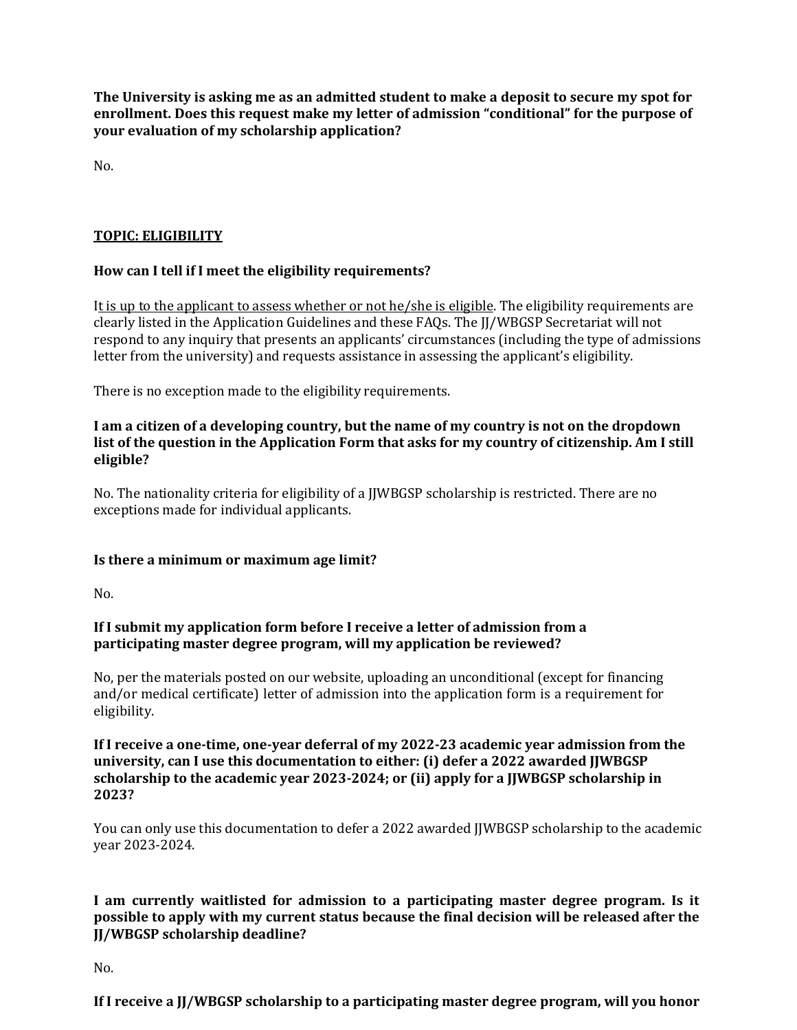**The University is asking me as an admitted student to make a deposit to secure my spot for enrollment. Does this request make my letter of admission "conditional" for the purpose of your evaluation of my scholarship application?**

No.

**TOPIC: ELIGIBILITY**

**How can I tell if I meet the eligibility requirements?**

It is up to the applicant to assess whether or not he/she is eligible. The eligibility requirements are clearly listed in the Application Guidelines and these FAQs. The JJ/WBGSP Secretariat will not respond to any inquiry that presents an applicants' circumstances (including the type of admissions letter from the university) and requests assistance in assessing the applicant's eligibility.

There is no exception made to the eligibility requirements.

**I am a citizen of a developing country, but the name of my country is not on the dropdown list of the question in the Application Form that asks for my country of citizenship. Am I still eligible?**

No. The nationality criteria for eligibility of a JJWBGSP scholarship is restricted. There are no exceptions made for individual applicants.

**Is there a minimum or maximum age limit?**

No.

**If I submit my application form before I receive a letter of admission from a participating master degree program, will my application be reviewed?**

No, per the materials posted on our website, uploading an unconditional (except for financing and/or medical certificate) letter of admission into the application form is a requirement for eligibility.

**If I receive a one-time, one-year deferral of my 2022-23 academic year admission from the university, can I use this documentation to either: (i) defer a 2022 awarded JJWBGSP scholarship to the academic year 2023-2024; or (ii) apply for a JJWBGSP scholarship in 2023?**

You can only use this documentation to defer a 2022 awarded JJWBGSP scholarship to the academic year 2023-2024.

**I am currently waitlisted for admission to a participating master degree program. Is it possible to apply with my current status because the final decision will be released after the JJ/WBGSP scholarship deadline?**

No.

**If I receive a JJ/WBGSP scholarship to a participating master degree program, will you honor**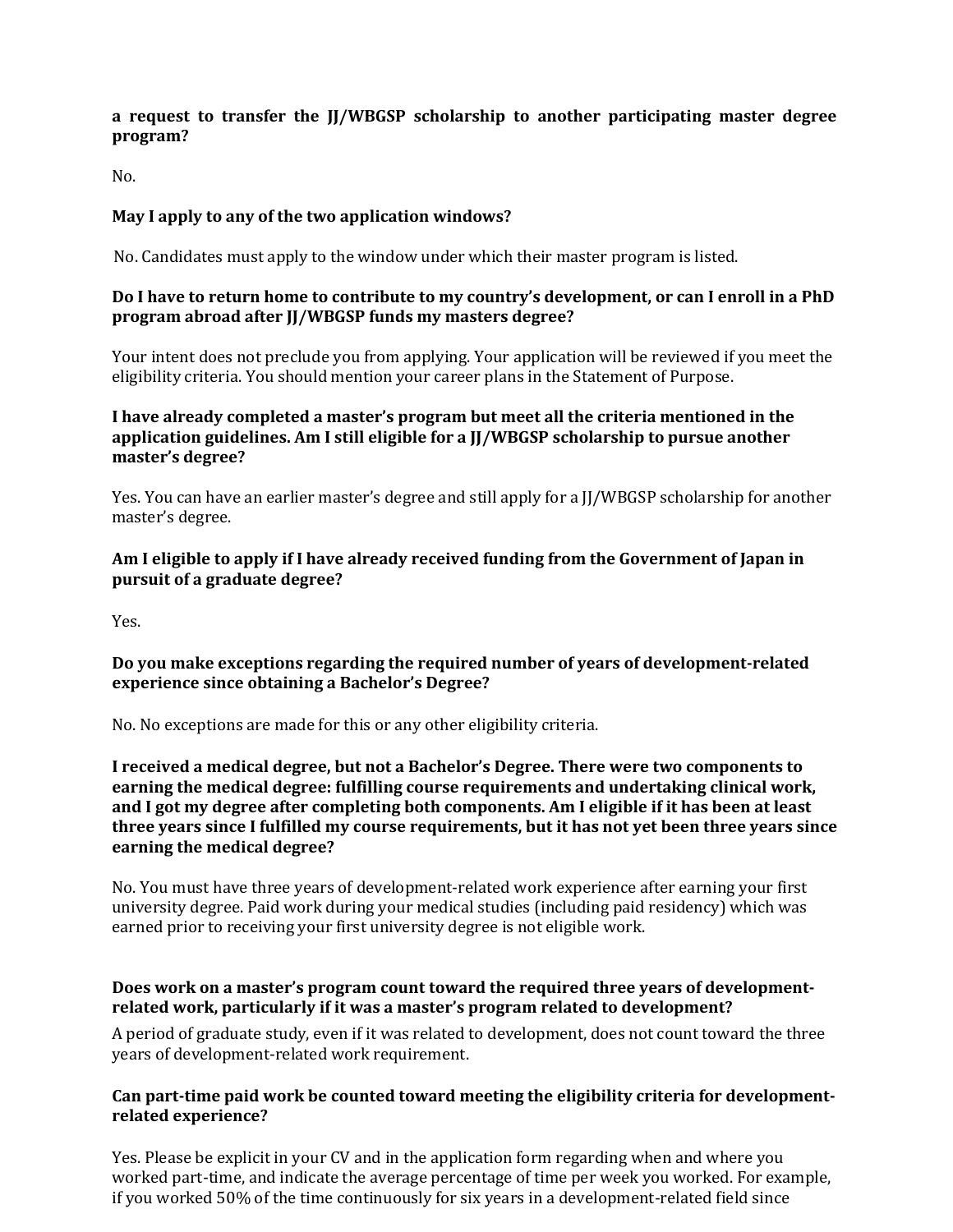**a request to transfer the JJ/WBGSP scholarship to another participating master degree program?**

No.

**May I apply to any of the two application windows?**

No. Candidates must apply to the window under which their master program is listed.

**Do I have to return home to contribute to my country's development, or can I enroll in a PhD program abroad after JJ/WBGSP funds my masters degree?**

Your intent does not preclude you from applying. Your application will be reviewed if you meet the eligibility criteria. You should mention your career plans in the Statement of Purpose.

**I have already completed a master's program but meet all the criteria mentioned in the application guidelines. Am I still eligible for a JJ/WBGSP scholarship to pursue another master's degree?**

Yes. You can have an earlier master's degree and still apply for a JJ/WBGSP scholarship for another master's degree.

**Am I eligible to apply if I have already received funding from the Government of Japan in pursuit of a graduate degree?**

Yes.

**Do you make exceptions regarding the required number of years of development-related experience since obtaining a Bachelor's Degree?**

No. No exceptions are made for this or any other eligibility criteria.

**I received a medical degree, but not a Bachelor's Degree. There were two components to earning the medical degree: fulfilling course requirements and undertaking clinical work, and I got my degree after completing both components. Am I eligible if it has been at least three years since I fulfilled my course requirements, but it has not yet been three years since earning the medical degree?**

No. You must have three years of development-related work experience after earning your first university degree. Paid work during your medical studies (including paid residency) which was earned prior to receiving your first university degree is not eligible work.

**Does work on a master's program count toward the required three years of development-related work, particularly if it was a master's program related to development?**

A period of graduate study, even if it was related to development, does not count toward the three years of development-related work requirement.

**Can part-time paid work be counted toward meeting the eligibility criteria for development-related experience?**

Yes. Please be explicit in your CV and in the application form regarding when and where you worked part-time, and indicate the average percentage of time per week you worked. For example, if you worked 50% of the time continuously for six years in a development-related field since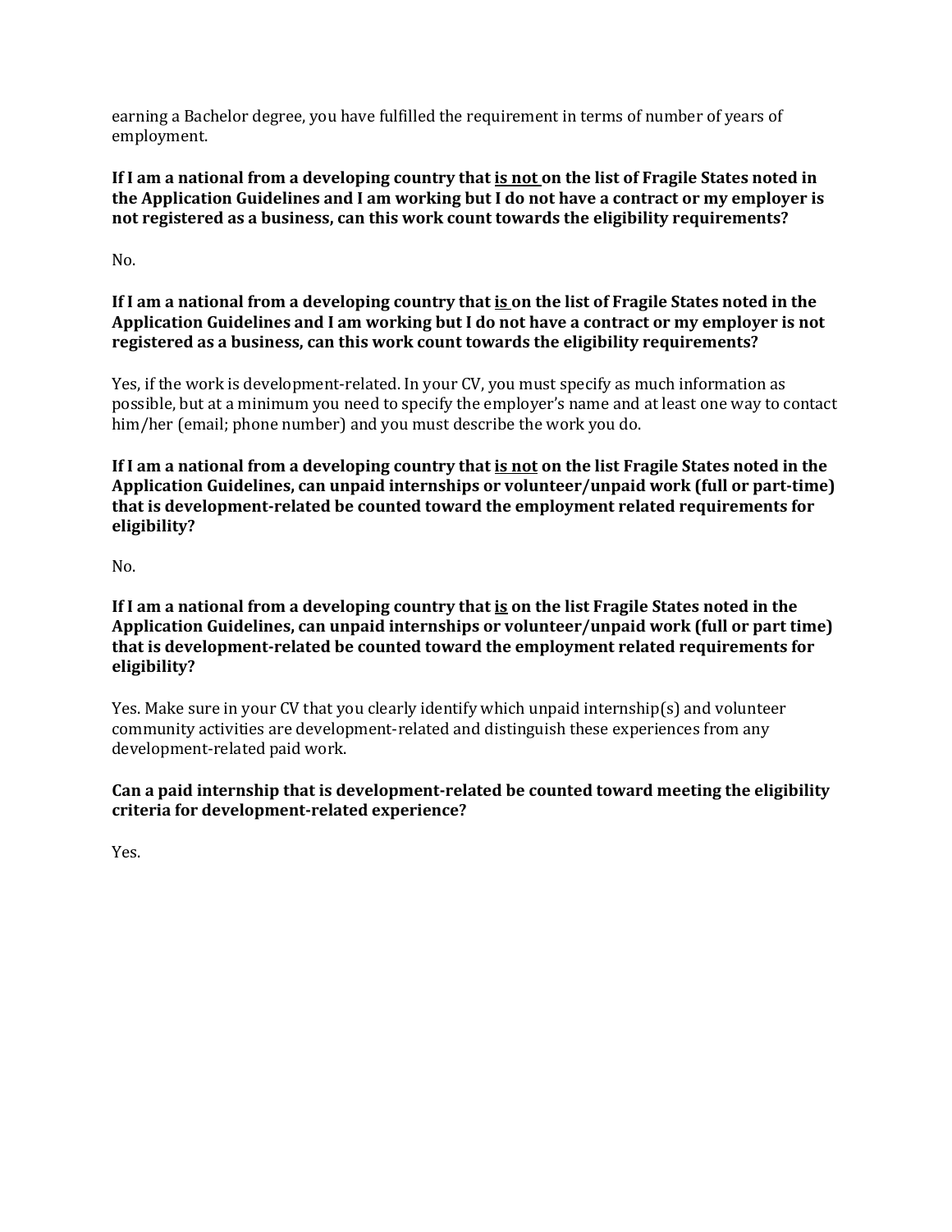earning a Bachelor degree, you have fulfilled the requirement in terms of number of years of employment.

**If I am a national from a developing country that <u>is not</u> on the list of Fragile States noted in the Application Guidelines and I am working but I do not have a contract or my employer is not registered as a business, can this work count towards the eligibility requirements?**

No.

**If I am a national from a developing country that <u>is</u> on the list of Fragile States noted in the Application Guidelines and I am working but I do not have a contract or my employer is not registered as a business, can this work count towards the eligibility requirements?**

Yes, if the work is development-related. In your CV, you must specify as much information as possible, but at a minimum you need to specify the employer's name and at least one way to contact him/her (email; phone number) and you must describe the work you do.

**If I am a national from a developing country that <u>is not</u> on the list Fragile States noted in the Application Guidelines, can unpaid internships or volunteer/unpaid work (full or part-time) that is development-related be counted toward the employment related requirements for eligibility?**

No.

**If I am a national from a developing country that <u>is</u> on the list Fragile States noted in the Application Guidelines, can unpaid internships or volunteer/unpaid work (full or part time) that is development-related be counted toward the employment related requirements for eligibility?**

Yes. Make sure in your CV that you clearly identify which unpaid internship(s) and volunteer community activities are development-related and distinguish these experiences from any development-related paid work.

**Can a paid internship that is development-related be counted toward meeting the eligibility criteria for development-related experience?**

Yes.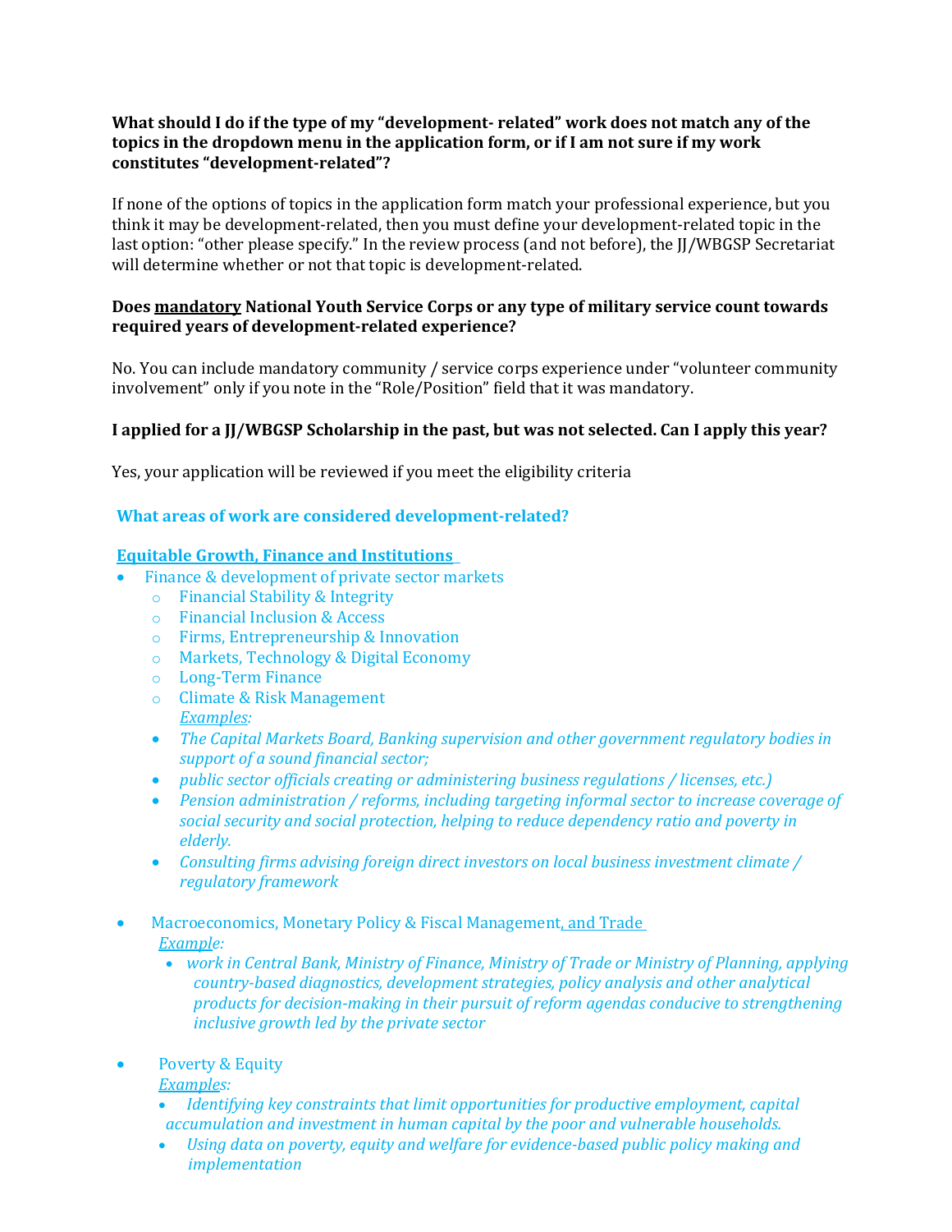**What should I do if the type of my "development- related" work does not match any of the topics in the dropdown menu in the application form, or if I am not sure if my work constitutes "development-related"?**

If none of the options of topics in the application form match your professional experience, but you think it may be development-related, then you must define your development-related topic in the last option: "other please specify." In the review process (and not before), the JJ/WBGSP Secretariat will determine whether or not that topic is development-related.

**Does mandatory National Youth Service Corps or any type of military service count towards required years of development-related experience?**

No. You can include mandatory community / service corps experience under "volunteer community involvement" only if you note in the "Role/Position" field that it was mandatory.

**I applied for a JJ/WBGSP Scholarship in the past, but was not selected. Can I apply this year?**

Yes, your application will be reviewed if you meet the eligibility criteria

**What areas of work are considered development-related?**

**Equitable Growth, Finance and Institutions**

- Finance & development of private sector markets
  - Financial Stability & Integrity
  - Financial Inclusion & Access
  - Firms, Entrepreneurship & Innovation
  - Markets, Technology & Digital Economy
  - Long-Term Finance
  - Climate & Risk Management

  *Examples:*
  - *The Capital Markets Board, Banking supervision and other government regulatory bodies in support of a sound financial sector;*
  - *public sector officials creating or administering business regulations / licenses, etc.)*
  - *Pension administration / reforms, including targeting informal sector to increase coverage of social security and social protection, helping to reduce dependency ratio and poverty in elderly.*
  - *Consulting firms advising foreign direct investors on local business investment climate / regulatory framework*

- Macroeconomics, Monetary Policy & Fiscal Management, and Trade

  *Example:*
  - *work in Central Bank, Ministry of Finance, Ministry of Trade or Ministry of Planning, applying country-based diagnostics, development strategies, policy analysis and other analytical products for decision-making in their pursuit of reform agendas conducive to strengthening inclusive growth led by the private sector*

- Poverty & Equity

  *Examples:*
  - *Identifying key constraints that limit opportunities for productive employment, capital accumulation and investment in human capital by the poor and vulnerable households.*
  - *Using data on poverty, equity and welfare for evidence-based public policy making and implementation*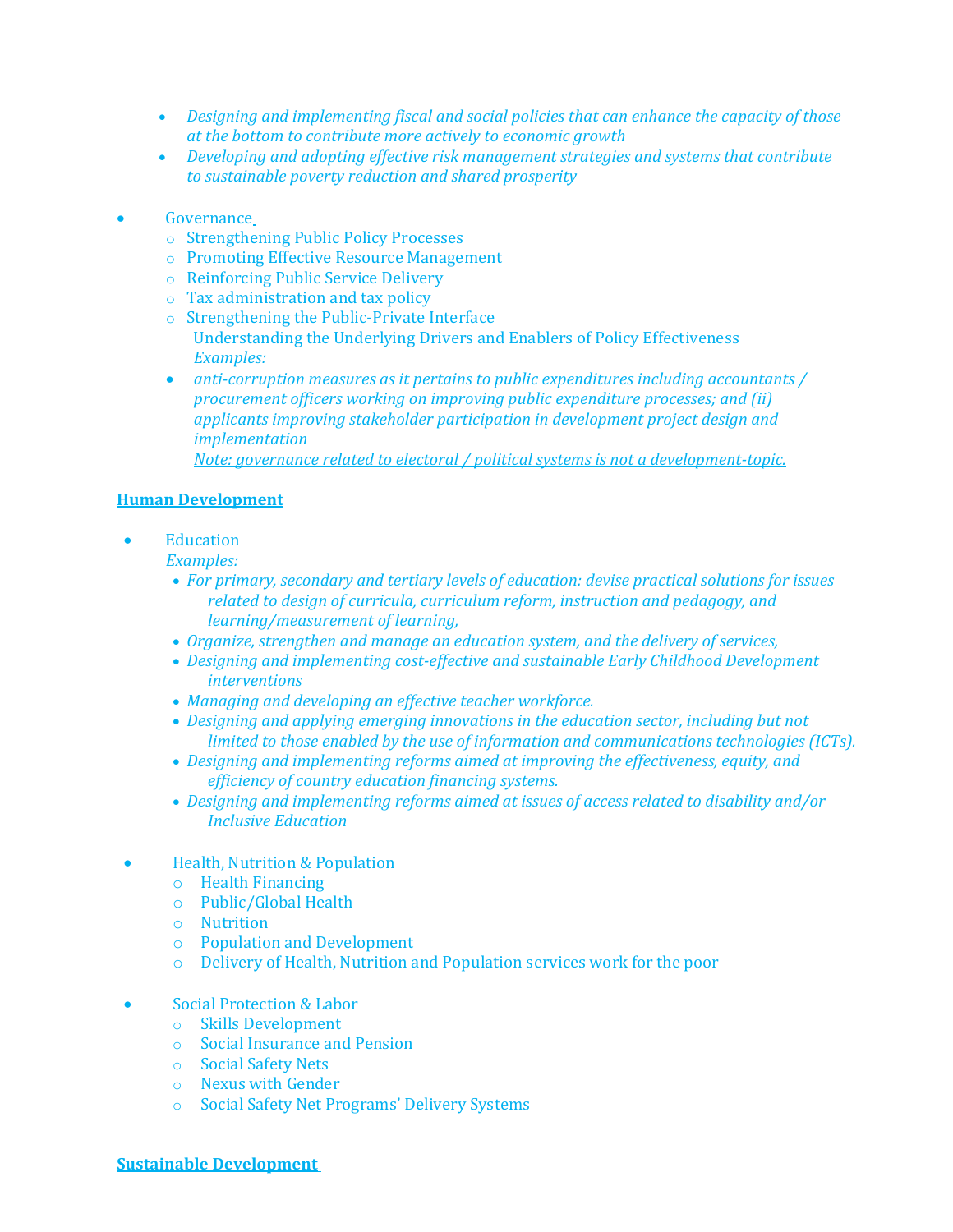- *Designing and implementing fiscal and social policies that can enhance the capacity of those at the bottom to contribute more actively to economic growth*
- *Developing and adopting effective risk management strategies and systems that contribute to sustainable poverty reduction and shared prosperity*

- Governance
    - Strengthening Public Policy Processes
    - Promoting Effective Resource Management
    - Reinforcing Public Service Delivery
    - Tax administration and tax policy
    - Strengthening the Public-Private Interface

    Understanding the Underlying Drivers and Enablers of Policy Effectiveness

    *Examples:*

    - *anti-corruption measures as it pertains to public expenditures including accountants / procurement officers working on improving public expenditure processes; and (ii) applicants improving stakeholder participation in development project design and implementation*

    *Note: governance related to electoral / political systems is not a development-topic.*

**Human Development**

- Education

    *Examples:*

    - *For primary, secondary and tertiary levels of education: devise practical solutions for issues related to design of curricula, curriculum reform, instruction and pedagogy, and learning/measurement of learning,*
    - *Organize, strengthen and manage an education system, and the delivery of services,*
    - *Designing and implementing cost-effective and sustainable Early Childhood Development interventions*
    - *Managing and developing an effective teacher workforce.*
    - *Designing and applying emerging innovations in the education sector, including but not limited to those enabled by the use of information and communications technologies (ICTs).*
    - *Designing and implementing reforms aimed at improving the effectiveness, equity, and efficiency of country education financing systems.*
    - *Designing and implementing reforms aimed at issues of access related to disability and/or Inclusive Education*

- Health, Nutrition & Population
    - Health Financing
    - Public/Global Health
    - Nutrition
    - Population and Development
    - Delivery of Health, Nutrition and Population services work for the poor

- Social Protection & Labor
    - Skills Development
    - Social Insurance and Pension
    - Social Safety Nets
    - Nexus with Gender
    - Social Safety Net Programs' Delivery Systems

**Sustainable Development**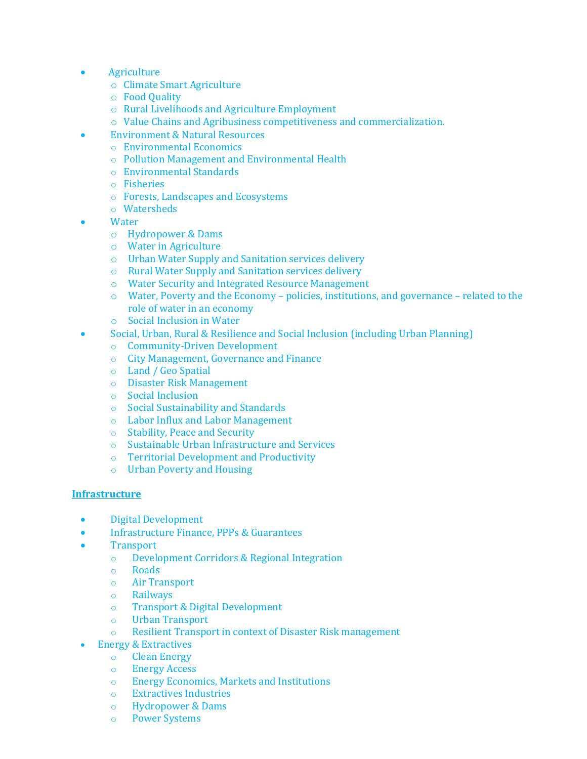- Agriculture
  - Climate Smart Agriculture
  - Food Quality
  - Rural Livelihoods and Agriculture Employment
  - Value Chains and Agribusiness competitiveness and commercialization.
- Environment & Natural Resources
  - Environmental Economics
  - Pollution Management and Environmental Health
  - Environmental Standards
  - Fisheries
  - Forests, Landscapes and Ecosystems
  - Watersheds
- Water
  - Hydropower & Dams
  - Water in Agriculture
  - Urban Water Supply and Sanitation services delivery
  - Rural Water Supply and Sanitation services delivery
  - Water Security and Integrated Resource Management
  - Water, Poverty and the Economy – policies, institutions, and governance – related to the role of water in an economy
  - Social Inclusion in Water
- Social, Urban, Rural & Resilience and Social Inclusion (including Urban Planning)
  - Community-Driven Development
  - City Management, Governance and Finance
  - Land / Geo Spatial
  - Disaster Risk Management
  - Social Inclusion
  - Social Sustainability and Standards
  - Labor Influx and Labor Management
  - Stability, Peace and Security
  - Sustainable Urban Infrastructure and Services
  - Territorial Development and Productivity
  - Urban Poverty and Housing

**Infrastructure**

- Digital Development
- Infrastructure Finance, PPPs & Guarantees
- Transport
  - Development Corridors & Regional Integration
  - Roads
  - Air Transport
  - Railways
  - Transport & Digital Development
  - Urban Transport
  - Resilient Transport in context of Disaster Risk management
- Energy & Extractives
  - Clean Energy
  - Energy Access
  - Energy Economics, Markets and Institutions
  - Extractives Industries
  - Hydropower & Dams
  - Power Systems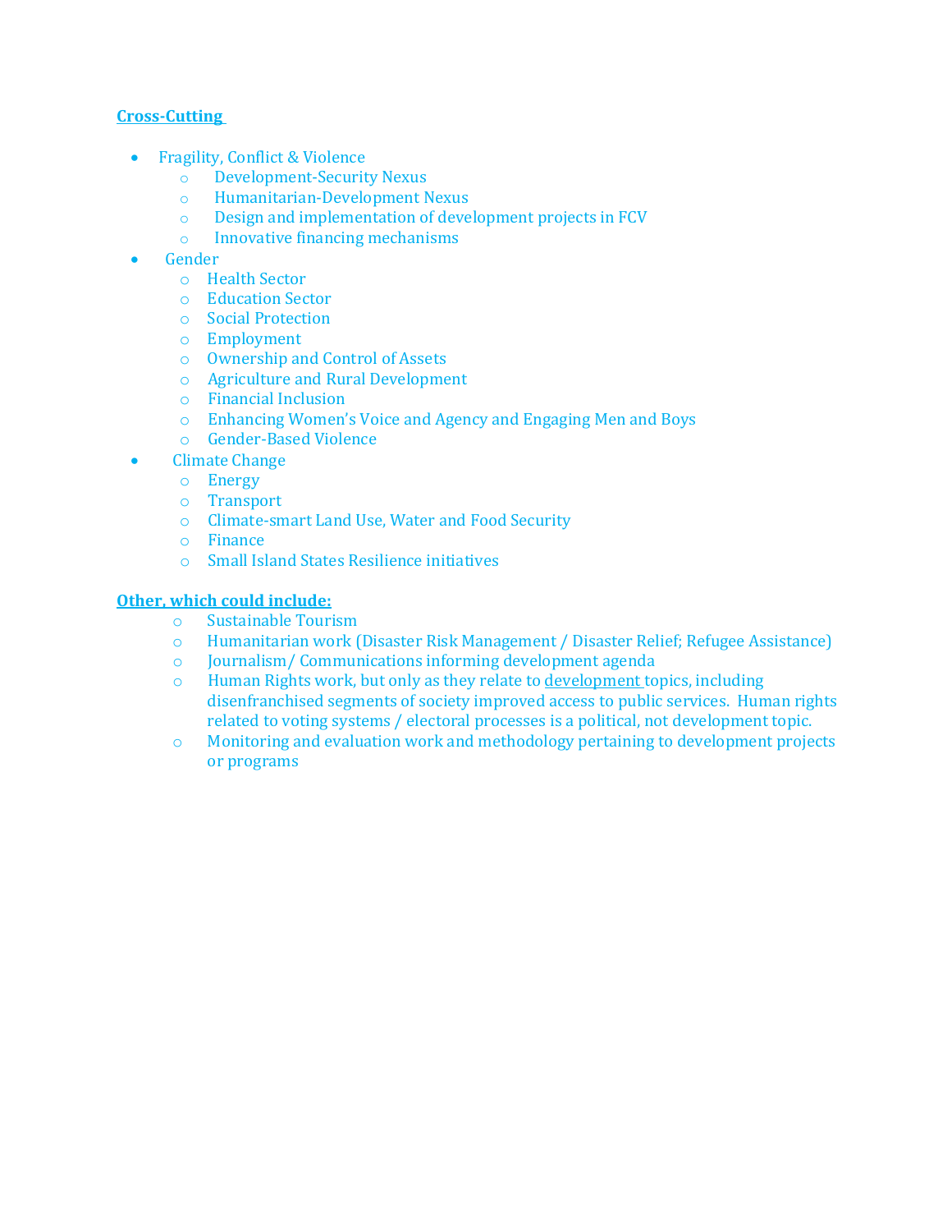**Cross-Cutting**

- Fragility, Conflict & Violence
    - Development-Security Nexus
    - Humanitarian-Development Nexus
    - Design and implementation of development projects in FCV
    - Innovative financing mechanisms
- Gender
    - Health Sector
    - Education Sector
    - Social Protection
    - Employment
    - Ownership and Control of Assets
    - Agriculture and Rural Development
    - Financial Inclusion
    - Enhancing Women's Voice and Agency and Engaging Men and Boys
    - Gender-Based Violence
- Climate Change
    - Energy
    - Transport
    - Climate-smart Land Use, Water and Food Security
    - Finance
    - Small Island States Resilience initiatives

**Other, which could include:**

- Sustainable Tourism
- Humanitarian work (Disaster Risk Management / Disaster Relief; Refugee Assistance)
- Journalism/ Communications informing development agenda
- Human Rights work, but only as they relate to development topics, including disenfranchised segments of society improved access to public services. Human rights related to voting systems / electoral processes is a political, not development topic.
- Monitoring and evaluation work and methodology pertaining to development projects or programs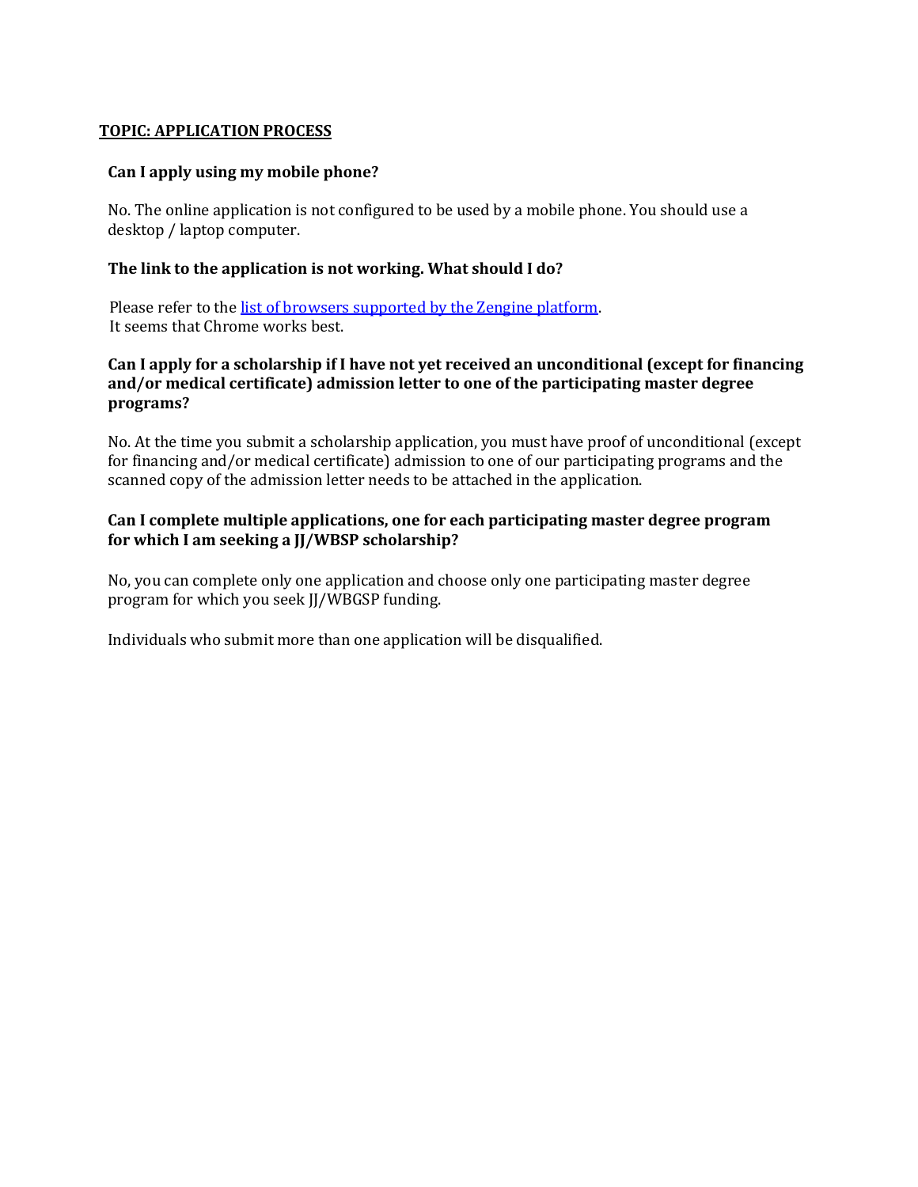## TOPIC: APPLICATION PROCESS

### Can I apply using my mobile phone?

No. The online application is not configured to be used by a mobile phone. You should use a desktop / laptop computer.

### The link to the application is not working. What should I do?

Please refer to the list of browsers supported by the Zengine platform.
It seems that Chrome works best.

### Can I apply for a scholarship if I have not yet received an unconditional (except for financing and/or medical certificate) admission letter to one of the participating master degree programs?

No. At the time you submit a scholarship application, you must have proof of unconditional (except for financing and/or medical certificate) admission to one of our participating programs and the scanned copy of the admission letter needs to be attached in the application.

### Can I complete multiple applications, one for each participating master degree program for which I am seeking a JJ/WBSP scholarship?

No, you can complete only one application and choose only one participating master degree program for which you seek JJ/WBGSP funding.

Individuals who submit more than one application will be disqualified.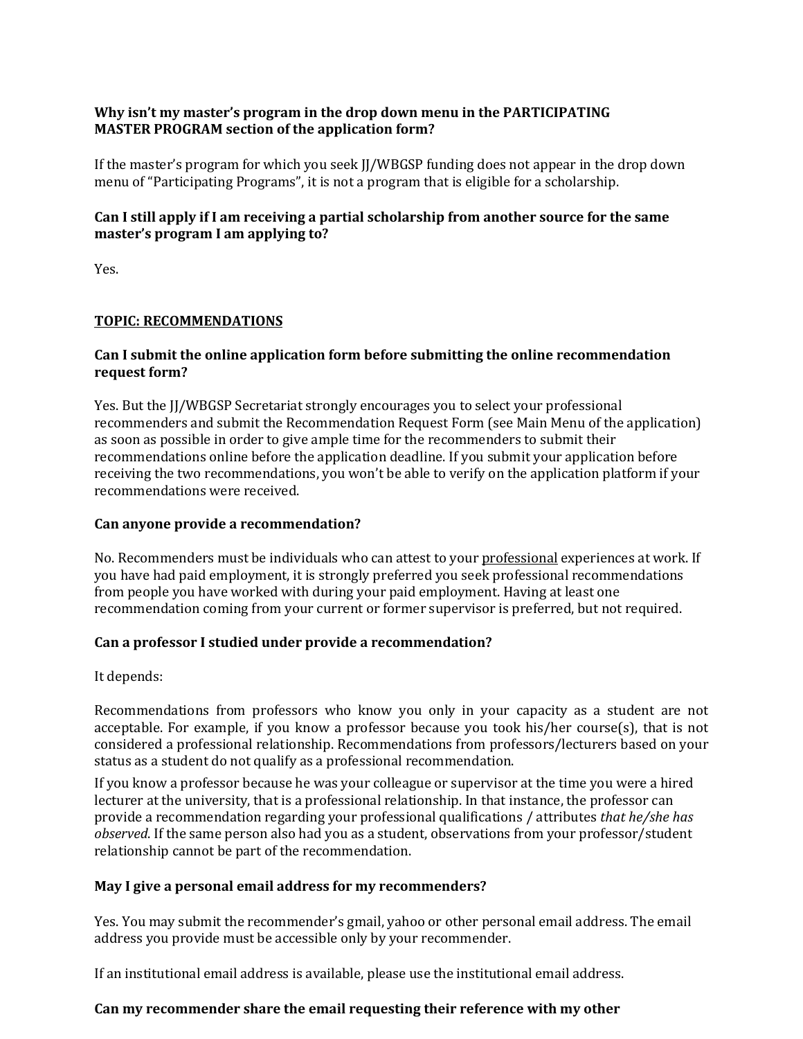**Why isn't my master's program in the drop down menu in the PARTICIPATING MASTER PROGRAM section of the application form?**

If the master's program for which you seek JJ/WBGSP funding does not appear in the drop down menu of "Participating Programs", it is not a program that is eligible for a scholarship.

**Can I still apply if I am receiving a partial scholarship from another source for the same master's program I am applying to?**

Yes.

## TOPIC: RECOMMENDATIONS

**Can I submit the online application form before submitting the online recommendation request form?**

Yes. But the JJ/WBGSP Secretariat strongly encourages you to select your professional recommenders and submit the Recommendation Request Form (see Main Menu of the application) as soon as possible in order to give ample time for the recommenders to submit their recommendations online before the application deadline. If you submit your application before receiving the two recommendations, you won't be able to verify on the application platform if your recommendations were received.

**Can anyone provide a recommendation?**

No. Recommenders must be individuals who can attest to your professional experiences at work. If you have had paid employment, it is strongly preferred you seek professional recommendations from people you have worked with during your paid employment. Having at least one recommendation coming from your current or former supervisor is preferred, but not required.

**Can a professor I studied under provide a recommendation?**

It depends:

Recommendations from professors who know you only in your capacity as a student are not acceptable. For example, if you know a professor because you took his/her course(s), that is not considered a professional relationship. Recommendations from professors/lecturers based on your status as a student do not qualify as a professional recommendation.

If you know a professor because he was your colleague or supervisor at the time you were a hired lecturer at the university, that is a professional relationship. In that instance, the professor can provide a recommendation regarding your professional qualifications / attributes *that he/she has observed*. If the same person also had you as a student, observations from your professor/student relationship cannot be part of the recommendation.

**May I give a personal email address for my recommenders?**

Yes. You may submit the recommender's gmail, yahoo or other personal email address. The email address you provide must be accessible only by your recommender.

If an institutional email address is available, please use the institutional email address.

**Can my recommender share the email requesting their reference with my other**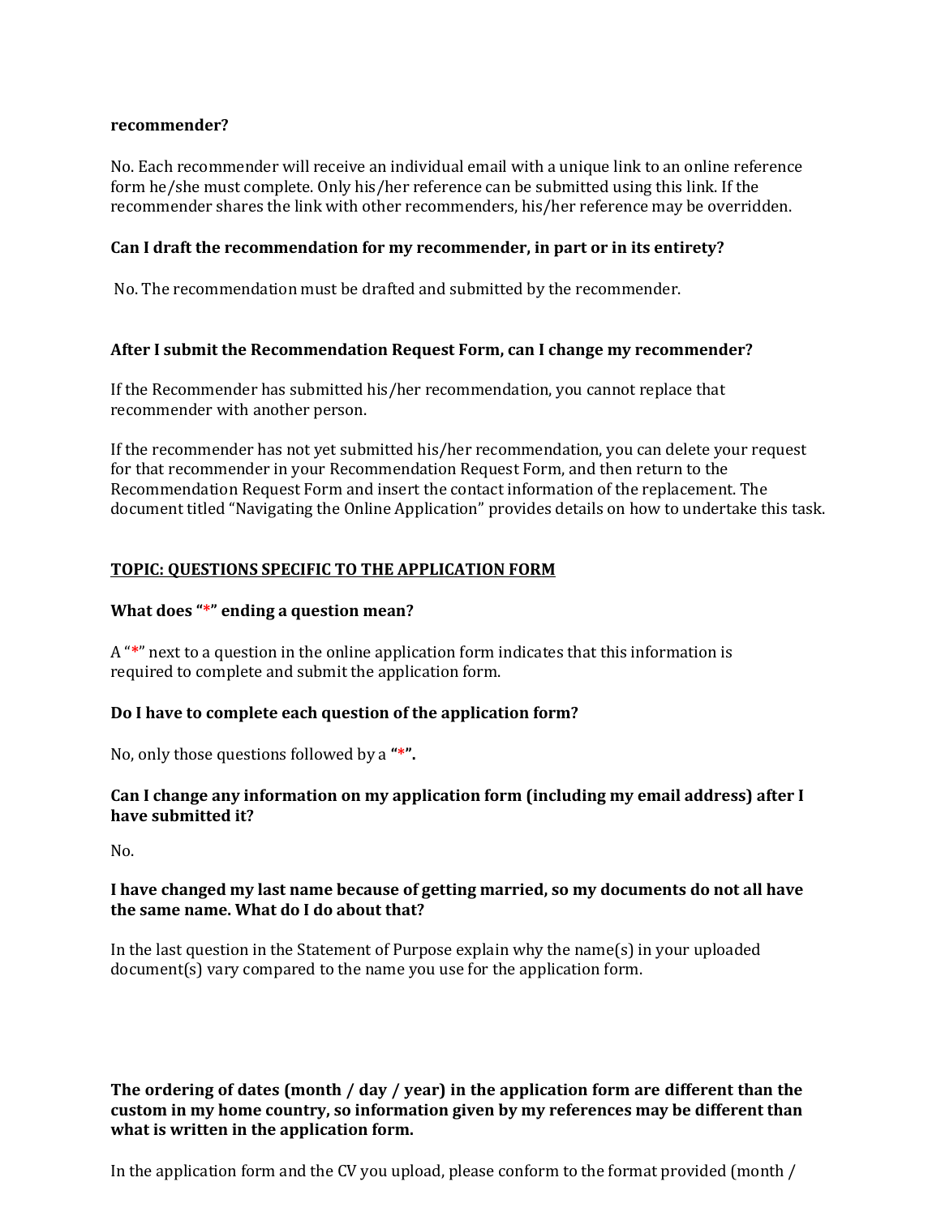**recommender?**

No. Each recommender will receive an individual email with a unique link to an online reference form he/she must complete. Only his/her reference can be submitted using this link. If the recommender shares the link with other recommenders, his/her reference may be overridden.

**Can I draft the recommendation for my recommender, in part or in its entirety?**

No. The recommendation must be drafted and submitted by the recommender.

**After I submit the Recommendation Request Form, can I change my recommender?**

If the Recommender has submitted his/her recommendation, you cannot replace that recommender with another person.

If the recommender has not yet submitted his/her recommendation, you can delete your request for that recommender in your Recommendation Request Form, and then return to the Recommendation Request Form and insert the contact information of the replacement. The document titled "Navigating the Online Application" provides details on how to undertake this task.

## TOPIC: QUESTIONS SPECIFIC TO THE APPLICATION FORM

**What does "*" ending a question mean?**

A "*" next to a question in the online application form indicates that this information is required to complete and submit the application form.

**Do I have to complete each question of the application form?**

No, only those questions followed by a **"*".**

**Can I change any information on my application form (including my email address) after I have submitted it?**

No.

**I have changed my last name because of getting married, so my documents do not all have the same name. What do I do about that?**

In the last question in the Statement of Purpose explain why the name(s) in your uploaded document(s) vary compared to the name you use for the application form.

**The ordering of dates (month / day / year) in the application form are different than the custom in my home country, so information given by my references may be different than what is written in the application form.**

In the application form and the CV you upload, please conform to the format provided (month /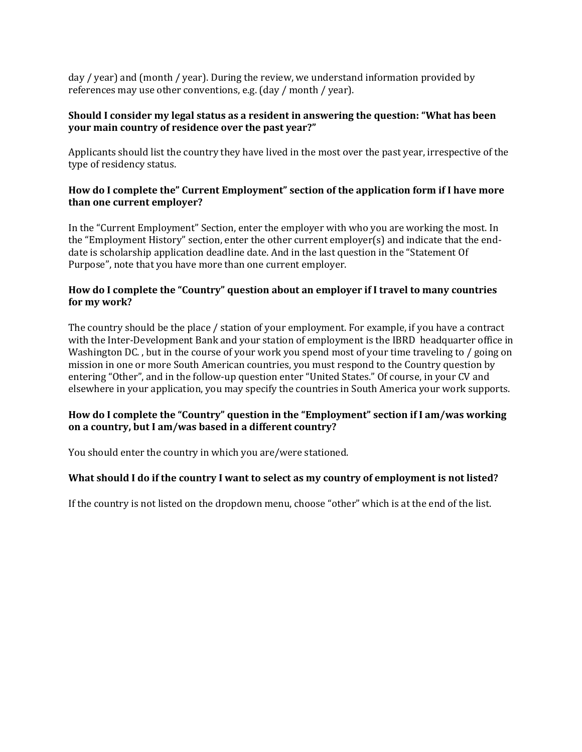day / year) and (month / year). During the review, we understand information provided by references may use other conventions, e.g. (day / month / year).

**Should I consider my legal status as a resident in answering the question: "What has been your main country of residence over the past year?"**

Applicants should list the country they have lived in the most over the past year, irrespective of the type of residency status.

**How do I complete the" Current Employment" section of the application form if I have more than one current employer?**

In the "Current Employment" Section, enter the employer with who you are working the most. In the "Employment History" section, enter the other current employer(s) and indicate that the end-date is scholarship application deadline date. And in the last question in the "Statement Of Purpose", note that you have more than one current employer.

**How do I complete the "Country" question about an employer if I travel to many countries for my work?**

The country should be the place / station of your employment. For example, if you have a contract with the Inter-Development Bank and your station of employment is the IBRD headquarter office in Washington DC. , but in the course of your work you spend most of your time traveling to / going on mission in one or more South American countries, you must respond to the Country question by entering "Other", and in the follow-up question enter "United States." Of course, in your CV and elsewhere in your application, you may specify the countries in South America your work supports.

**How do I complete the "Country" question in the "Employment" section if I am/was working on a country, but I am/was based in a different country?**

You should enter the country in which you are/were stationed.

**What should I do if the country I want to select as my country of employment is not listed?**

If the country is not listed on the dropdown menu, choose "other" which is at the end of the list.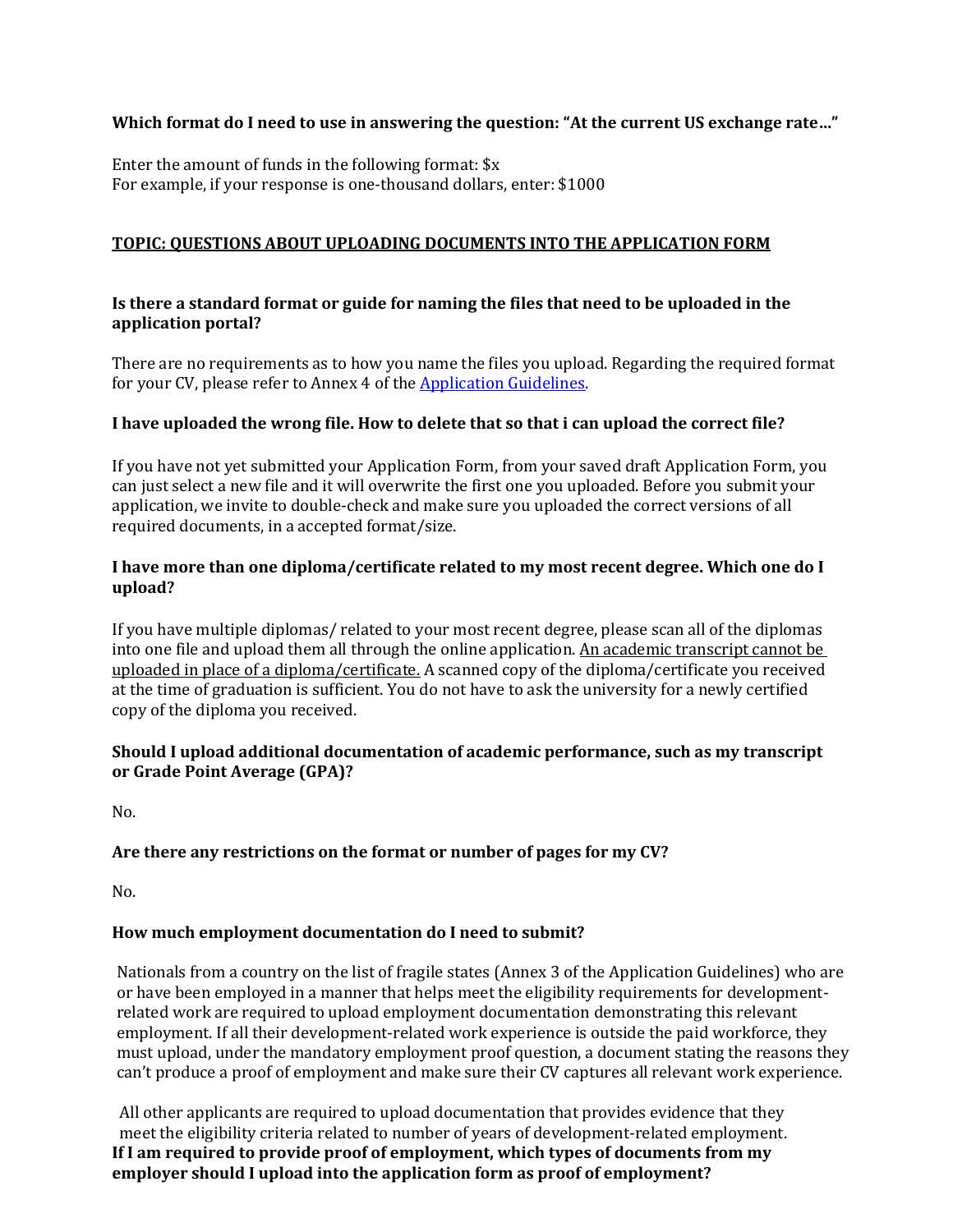**Which format do I need to use in answering the question: "At the current US exchange rate…"**

Enter the amount of funds in the following format: $x
For example, if your response is one-thousand dollars, enter: $1000

## TOPIC: QUESTIONS ABOUT UPLOADING DOCUMENTS INTO THE APPLICATION FORM

**Is there a standard format or guide for naming the files that need to be uploaded in the application portal?**

There are no requirements as to how you name the files you upload. Regarding the required format for your CV, please refer to Annex 4 of the [Application Guidelines](#).

**I have uploaded the wrong file. How to delete that so that i can upload the correct file?**

If you have not yet submitted your Application Form, from your saved draft Application Form, you can just select a new file and it will overwrite the first one you uploaded. Before you submit your application, we invite to double-check and make sure you uploaded the correct versions of all required documents, in a accepted format/size.

**I have more than one diploma/certificate related to my most recent degree. Which one do I upload?**

If you have multiple diplomas/ related to your most recent degree, please scan all of the diplomas into one file and upload them all through the online application. An academic transcript cannot be uploaded in place of a diploma/certificate. A scanned copy of the diploma/certificate you received at the time of graduation is sufficient. You do not have to ask the university for a newly certified copy of the diploma you received.

**Should I upload additional documentation of academic performance, such as my transcript or Grade Point Average (GPA)?**

No.

**Are there any restrictions on the format or number of pages for my CV?**

No.

**How much employment documentation do I need to submit?**

Nationals from a country on the list of fragile states (Annex 3 of the Application Guidelines) who are or have been employed in a manner that helps meet the eligibility requirements for development-related work are required to upload employment documentation demonstrating this relevant employment. If all their development-related work experience is outside the paid workforce, they must upload, under the mandatory employment proof question, a document stating the reasons they can't produce a proof of employment and make sure their CV captures all relevant work experience.

All other applicants are required to upload documentation that provides evidence that they meet the eligibility criteria related to number of years of development-related employment.

**If I am required to provide proof of employment, which types of documents from my employer should I upload into the application form as proof of employment?**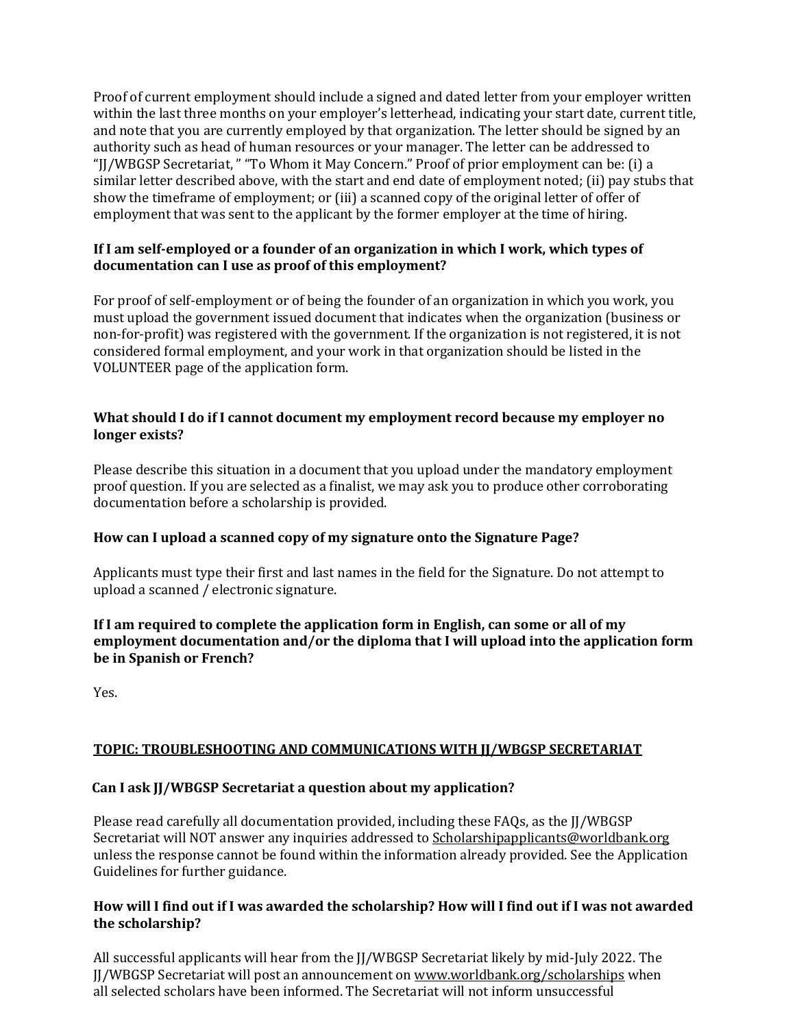Proof of current employment should include a signed and dated letter from your employer written within the last three months on your employer's letterhead, indicating your start date, current title, and note that you are currently employed by that organization. The letter should be signed by an authority such as head of human resources or your manager. The letter can be addressed to "JJ/WBGSP Secretariat, " "To Whom it May Concern." Proof of prior employment can be: (i) a similar letter described above, with the start and end date of employment noted; (ii) pay stubs that show the timeframe of employment; or (iii) a scanned copy of the original letter of offer of employment that was sent to the applicant by the former employer at the time of hiring.

**If I am self-employed or a founder of an organization in which I work, which types of documentation can I use as proof of this employment?**

For proof of self-employment or of being the founder of an organization in which you work, you must upload the government issued document that indicates when the organization (business or non-for-profit) was registered with the government. If the organization is not registered, it is not considered formal employment, and your work in that organization should be listed in the VOLUNTEER page of the application form.

**What should I do if I cannot document my employment record because my employer no longer exists?**

Please describe this situation in a document that you upload under the mandatory employment proof question. If you are selected as a finalist, we may ask you to produce other corroborating documentation before a scholarship is provided.

**How can I upload a scanned copy of my signature onto the Signature Page?**

Applicants must type their first and last names in the field for the Signature. Do not attempt to upload a scanned / electronic signature.

**If I am required to complete the application form in English, can some or all of my employment documentation and/or the diploma that I will upload into the application form be in Spanish or French?**

Yes.

## TOPIC: TROUBLESHOOTING AND COMMUNICATIONS WITH JJ/WBGSP SECRETARIAT

**Can I ask JJ/WBGSP Secretariat a question about my application?**

Please read carefully all documentation provided, including these FAQs, as the JJ/WBGSP Secretariat will NOT answer any inquiries addressed to Scholarshipapplicants@worldbank.org unless the response cannot be found within the information already provided. See the Application Guidelines for further guidance.

**How will I find out if I was awarded the scholarship? How will I find out if I was not awarded the scholarship?**

All successful applicants will hear from the JJ/WBGSP Secretariat likely by mid-July 2022. The JJ/WBGSP Secretariat will post an announcement on www.worldbank.org/scholarships when all selected scholars have been informed. The Secretariat will not inform unsuccessful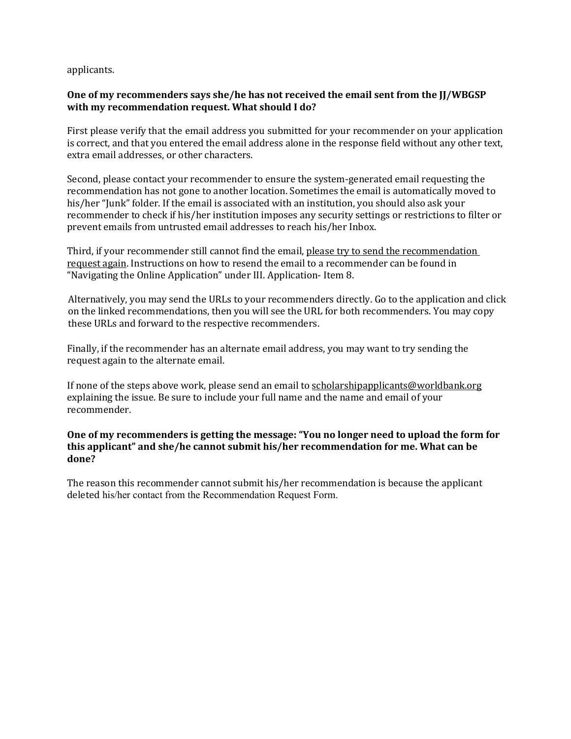applicants.

**One of my recommenders says she/he has not received the email sent from the JJ/WBGSP with my recommendation request. What should I do?**

First please verify that the email address you submitted for your recommender on your application is correct, and that you entered the email address alone in the response field without any other text, extra email addresses, or other characters.

Second, please contact your recommender to ensure the system-generated email requesting the recommendation has not gone to another location. Sometimes the email is automatically moved to his/her "Junk" folder. If the email is associated with an institution, you should also ask your recommender to check if his/her institution imposes any security settings or restrictions to filter or prevent emails from untrusted email addresses to reach his/her Inbox.

Third, if your recommender still cannot find the email, please try to send the recommendation request again. Instructions on how to resend the email to a recommender can be found in "Navigating the Online Application" under III. Application- Item 8.

Alternatively, you may send the URLs to your recommenders directly. Go to the application and click on the linked recommendations, then you will see the URL for both recommenders. You may copy these URLs and forward to the respective recommenders.

Finally, if the recommender has an alternate email address, you may want to try sending the request again to the alternate email.

If none of the steps above work, please send an email to scholarshipapplicants@worldbank.org explaining the issue. Be sure to include your full name and the name and email of your recommender.

**One of my recommenders is getting the message: "You no longer need to upload the form for this applicant" and she/he cannot submit his/her recommendation for me. What can be done?**

The reason this recommender cannot submit his/her recommendation is because the applicant deleted his/her contact from the Recommendation Request Form.